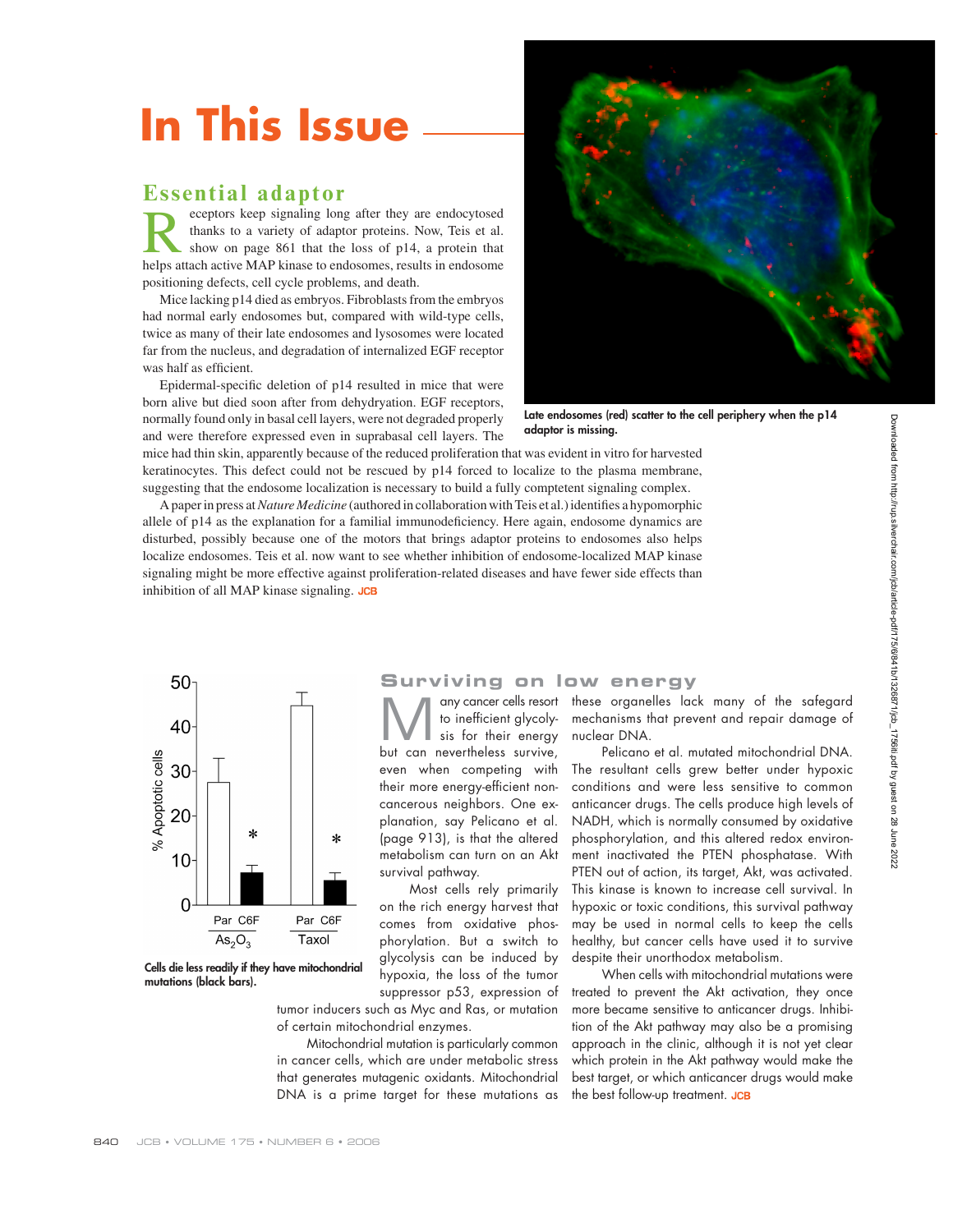# In This Issue

## Essential adaptor

Receptors keep signaling long after they are endocytosed thanks to a variety of adaptor proteins. Now, Teis et al. show on page 861 that the loss of p14, a protein that helps attach active MAP kinase to endosomes, results in endosome positioning defects, cell cycle problems, and death.

Mice lacking p14 died as embryos. Fibroblasts from the embryos had normal early endosomes but, compared with wild-type cells, twice as many of their late endosomes and lysosomes were located far from the nucleus, and degradation of internalized EGF receptor was half as efficient.

Epidermal-specific deletion of p14 resulted in mice that were born alive but died soon after from dehydration. EGF receptors, normally found only in basal cell layers, were not degraded properly and were therefore expressed even in suprabasal cell layers. The mice had thin skin, apparently because of the reduced proliferation that was evident in vitro for harvested keratinocytes. This defect could not be rescued by p14 forced to localize to the plasma membrane, suggesting that the endosome localization is necessary to build a fully comptetent signaling complex.

A paper in press at *Nature Medicine* (authored in collaboration with Teis et al.) identifies a hypomorphic allele of p14 as the explanation for a familial immunodeficiency. Here again, endosome dynamics are disturbed, possibly because one of the motors that brings adaptor proteins to endosomes also helps localize endosomes. Teis et al. now want to see whether inhibition of endosome-localized MAP kinase signaling might be more effective against proliferation-related diseases and have fewer side effects than inhibition of all MAP kinase signaling. JCB

Late endosomes (red) scatter to the cell periphery when the p14 adaptor is missing.

## Surviving on low energy

Many cancer cells resort to inefficient glycolysis for their energy but can nevertheless survive, even when competing with their more energy-efficient noncancerous neighbors. One explanation, say Pelicano et al. (page 913), is that the altered metabolism can turn on an Akt survival pathway.

Most cells rely primarily on the rich energy harvest that comes from oxidative phosphorylation. But a switch to glycolysis can be induced by hypoxia, the loss of the tumor suppressor p53, expression of tumor inducers such as Myc and Ras, or mutation of certain mitochondrial enzymes.

Mitochondrial mutation is particularly common in cancer cells, which are under metabolic stress that generates mutagenic oxidants. Mitochondrial DNA is a prime target for these mutations as these organelles lack many of the safegard mechanisms that prevent and repair damage of nuclear DNA.

Pelicano et al. mutated mitochondrial DNA. The resultant cells grew better under hypoxic conditions and were less sensitive to common anticancer drugs. The cells produce high levels of NADH, which is normally consumed by oxidative phosphorylation, and this altered redox environment inactivated the PTEN phosphatase. With PTEN out of action, its target, Akt, was activated. This kinase is known to increase cell survival. In hypoxic or toxic conditions, this survival pathway may be used in normal cells to keep the cells healthy, but cancer cells have used it to survive despite their unorthodox metabolism.

When cells with mitochondrial mutations were treated to prevent the Akt activation, they once more became sensitive to anticancer drugs. Inhibition of the Akt pathway may also be a promising approach in the clinic, although it is not yet clear which protein in the Akt pathway would make the best target, or which anticancer drugs would make the best follow-up treatment. JCB

Cells die less readily if they have mitochondrial mutations (black bars).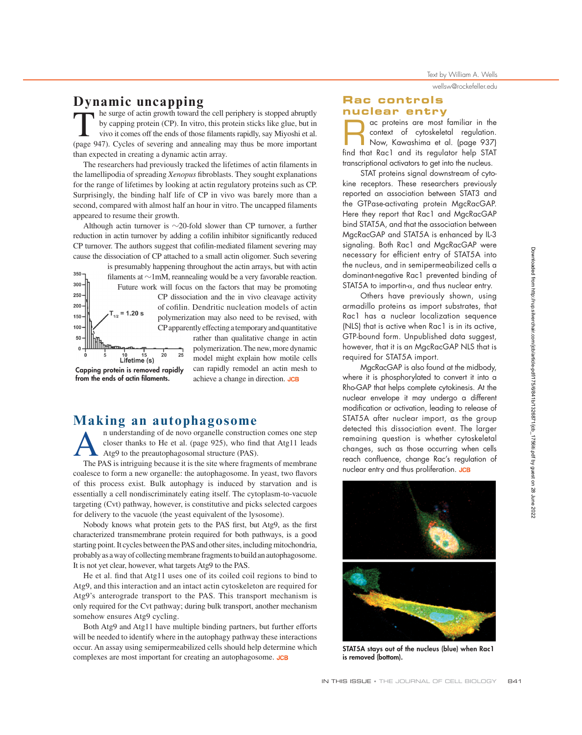Text by William A. Wells
wellsw@rockefeller.edu

## Dynamic uncapping

The surge of actin growth toward the cell periphery is stopped abruptly by capping protein (CP). In vitro, this protein sticks like glue, but in vivo it comes off the ends of those filaments rapidly, say Miyoshi et al. (page 947). Cycles of severing and annealing may thus be more important than expected in creating a dynamic actin array.

The researchers had previously tracked the lifetimes of actin filaments in the lamellipodia of spreading *Xenopus* fibroblasts. They sought explanations for the range of lifetimes by looking at actin regulatory proteins such as CP. Surprisingly, the binding half life of CP in vivo was barely more than a second, compared with almost half an hour in vitro. The uncapped filaments appeared to resume their growth.

Although actin turnover is ~20-fold slower than CP turnover, a further reduction in actin turnover by adding a cofilin inhibitor significantly reduced CP turnover. The authors suggest that cofilin-mediated filament severing may cause the dissociation of CP attached to a small actin oligomer. Such severing is presumably happening throughout the actin arrays, but with actin filaments at ~1mM, reannealing would be a very favorable reaction.

Future work will focus on the factors that may be promoting CP dissociation and the in vivo cleavage activity of cofilin. Dendritic nucleation models of actin polymerization may also need to be revised, with CP apparently effecting a temporary and quantitative rather than qualitative change in actin polymerization. The new, more dynamic model might explain how motile cells can rapidly remodel an actin mesh to achieve a change in direction. JCB

$T_{1/2}$ = 1.20 s
0 50 100 150 200 250 300 350
0 5 10 15 20 25
Lifetime (s)

**Capping protein is removed rapidly from the ends of actin filaments.**

## Making an autophagosome

An understanding of de novo organelle construction comes one step closer thanks to He et al. (page 925), who find that Atg11 leads Atg9 to the preautophagosomal structure (PAS).

The PAS is intriguing because it is the site where fragments of membrane coalesce to form a new organelle: the autophagosome. In yeast, two flavors of this process exist. Bulk autophagy is induced by starvation and is essentially a cell nondiscriminately eating itself. The cytoplasm-to-vacuole targeting (Cvt) pathway, however, is constitutive and picks selected cargoes for delivery to the vacuole (the yeast equivalent of the lysosome).

Nobody knows what protein gets to the PAS first, but Atg9, as the first characterized transmembrane protein required for both pathways, is a good starting point. It cycles between the PAS and other sites, including mitochondria, probably as a way of collecting membrane fragments to build an autophagosome. It is not yet clear, however, what targets Atg9 to the PAS.

He et al. find that Atg11 uses one of its coiled coil regions to bind to Atg9, and this interaction and an intact actin cytoskeleton are required for Atg9's anterograde transport to the PAS. This transport mechanism is only required for the Cvt pathway; during bulk transport, another mechanism somehow ensures Atg9 cycling.

Both Atg9 and Atg11 have multiple binding partners, but further efforts will be needed to identify where in the autophagy pathway these interactions occur. An assay using semipermeabilized cells should help determine which complexes are most important for creating an autophagosome. JCB

## Rac controls nuclear entry

Rac proteins are most familiar in the context of cytoskeletal regulation. Now, Kawashima et al. (page 937) find that Rac1 and its regulator help STAT transcriptional activators to get into the nucleus.

STAT proteins signal downstream of cytokine receptors. These researchers previously reported an association between STAT3 and the GTPase-activating protein MgcRacGAP. Here they report that Rac1 and MgcRacGAP bind STAT5A, and that the association between MgcRacGAP and STAT5A is enhanced by IL-3 signaling. Both Rac1 and MgcRacGAP were necessary for efficient entry of STAT5A into the nucleus, and in semipermeabilized cells a dominant-negative Rac1 prevented binding of STAT5A to importin-α, and thus nuclear entry.

Others have previously shown, using armadillo proteins as import substrates, that Rac1 has a nuclear localization sequence (NLS) that is active when Rac1 is in its active, GTP-bound form. Unpublished data suggest, however, that it is an MgcRacGAP NLS that is required for STAT5A import.

MgcRacGAP is also found at the midbody, where it is phosphorylated to convert it into a Rho-GAP that helps complete cytokinesis. At the nuclear envelope it may undergo a different modification or activation, leading to release of STAT5A after nuclear import, as the group detected this dissociation event. The larger remaining question is whether cytoskeletal changes, such as those occurring when cells reach confluence, change Rac's regulation of nuclear entry and thus proliferation. JCB

**STAT5A stays out of the nucleus (blue) when Rac1 is removed (bottom).**